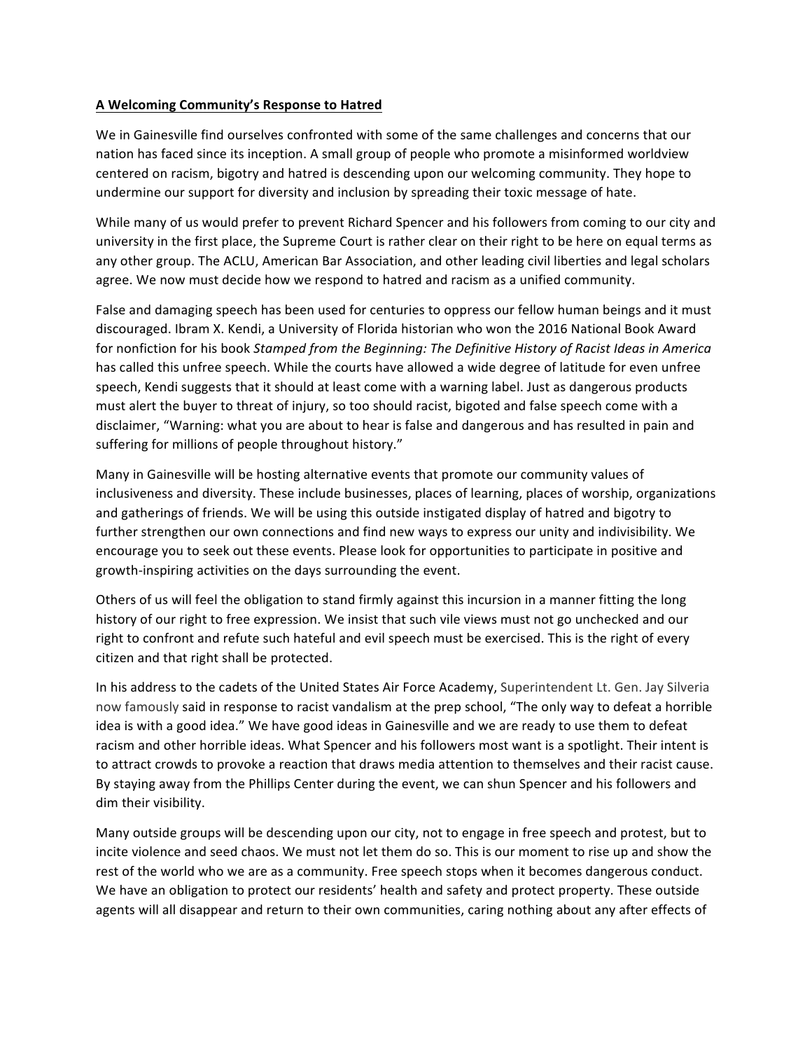**A Welcoming Community's Response to Hatred**

We in Gainesville find ourselves confronted with some of the same challenges and concerns that our nation has faced since its inception. A small group of people who promote a misinformed worldview centered on racism, bigotry and hatred is descending upon our welcoming community. They hope to undermine our support for diversity and inclusion by spreading their toxic message of hate.

While many of us would prefer to prevent Richard Spencer and his followers from coming to our city and university in the first place, the Supreme Court is rather clear on their right to be here on equal terms as any other group. The ACLU, American Bar Association, and other leading civil liberties and legal scholars agree. We now must decide how we respond to hatred and racism as a unified community.

False and damaging speech has been used for centuries to oppress our fellow human beings and it must discouraged. Ibram X. Kendi, a University of Florida historian who won the 2016 National Book Award for nonfiction for his book *Stamped from the Beginning: The Definitive History of Racist Ideas in America* has called this unfree speech. While the courts have allowed a wide degree of latitude for even unfree speech, Kendi suggests that it should at least come with a warning label. Just as dangerous products must alert the buyer to threat of injury, so too should racist, bigoted and false speech come with a disclaimer, "Warning: what you are about to hear is false and dangerous and has resulted in pain and suffering for millions of people throughout history."

Many in Gainesville will be hosting alternative events that promote our community values of inclusiveness and diversity. These include businesses, places of learning, places of worship, organizations and gatherings of friends. We will be using this outside instigated display of hatred and bigotry to further strengthen our own connections and find new ways to express our unity and indivisibility. We encourage you to seek out these events. Please look for opportunities to participate in positive and growth-inspiring activities on the days surrounding the event.

Others of us will feel the obligation to stand firmly against this incursion in a manner fitting the long history of our right to free expression. We insist that such vile views must not go unchecked and our right to confront and refute such hateful and evil speech must be exercised. This is the right of every citizen and that right shall be protected.

In his address to the cadets of the United States Air Force Academy, Superintendent Lt. Gen. Jay Silveria now famously said in response to racist vandalism at the prep school, "The only way to defeat a horrible idea is with a good idea." We have good ideas in Gainesville and we are ready to use them to defeat racism and other horrible ideas. What Spencer and his followers most want is a spotlight. Their intent is to attract crowds to provoke a reaction that draws media attention to themselves and their racist cause. By staying away from the Phillips Center during the event, we can shun Spencer and his followers and dim their visibility.

Many outside groups will be descending upon our city, not to engage in free speech and protest, but to incite violence and seed chaos. We must not let them do so. This is our moment to rise up and show the rest of the world who we are as a community. Free speech stops when it becomes dangerous conduct. We have an obligation to protect our residents' health and safety and protect property. These outside agents will all disappear and return to their own communities, caring nothing about any after effects of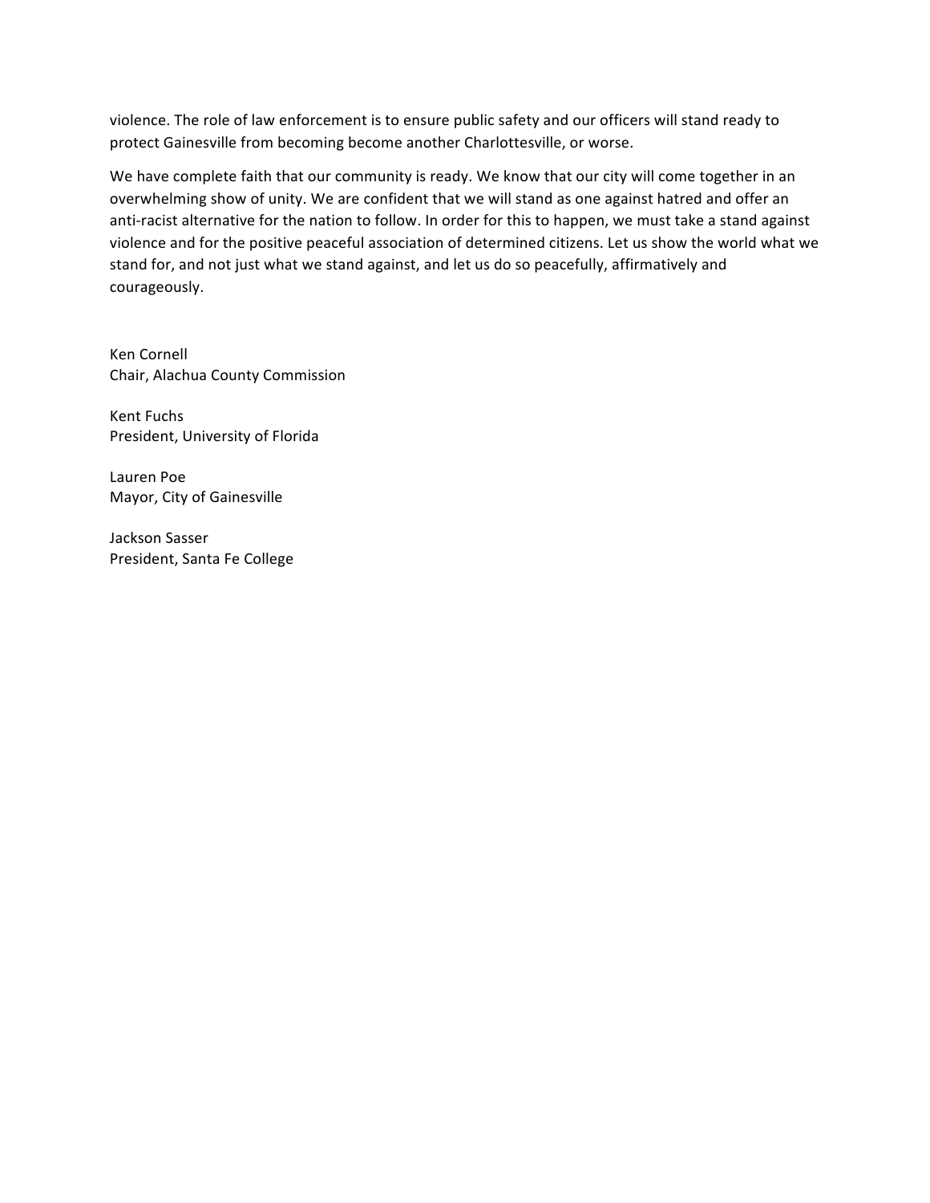violence. The role of law enforcement is to ensure public safety and our officers will stand ready to protect Gainesville from becoming become another Charlottesville, or worse.

We have complete faith that our community is ready. We know that our city will come together in an overwhelming show of unity. We are confident that we will stand as one against hatred and offer an anti-racist alternative for the nation to follow. In order for this to happen, we must take a stand against violence and for the positive peaceful association of determined citizens. Let us show the world what we stand for, and not just what we stand against, and let us do so peacefully, affirmatively and courageously.

Ken Cornell
Chair, Alachua County Commission

Kent Fuchs
President, University of Florida

Lauren Poe
Mayor, City of Gainesville

Jackson Sasser
President, Santa Fe College